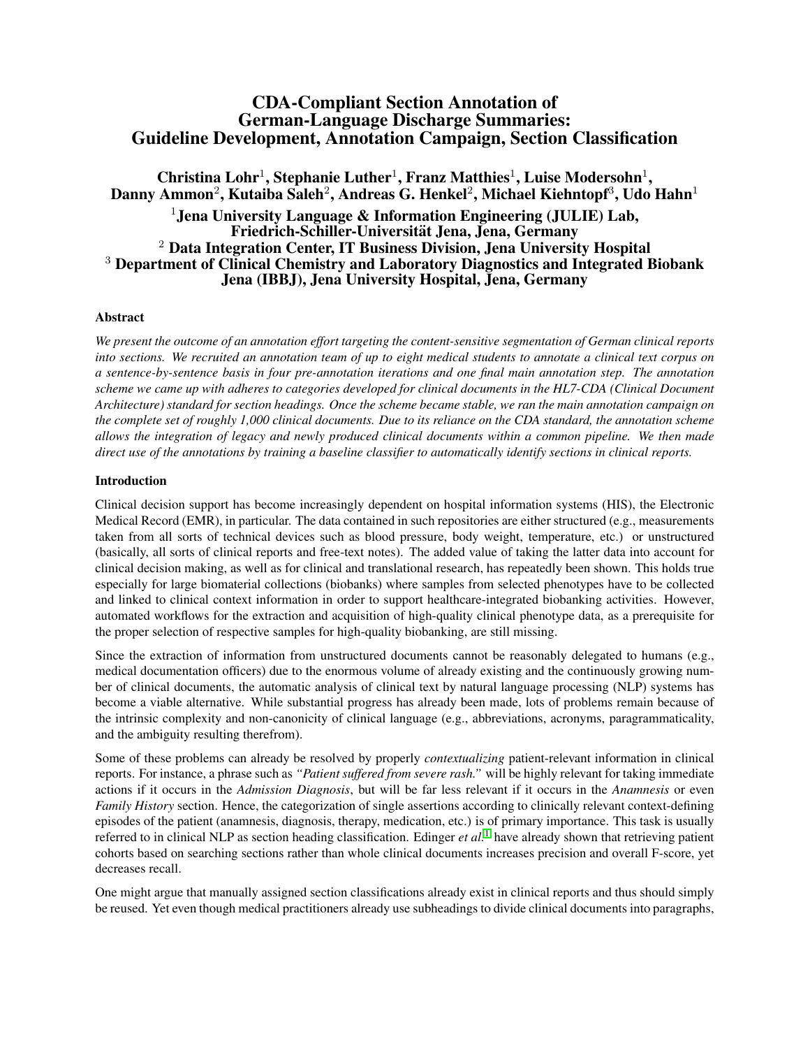# CDA-Compliant Section Annotation of German-Language Discharge Summaries: Guideline Development, Annotation Campaign, Section Classification

**Christina Lohr[1], Stephanie Luther[1], Franz Matthies[1], Luise Modersohn[1], Danny Ammon[2], Kutaiba Saleh[2], Andreas G. Henkel[2], Michael Kiehntopf[3], Udo Hahn[1]**

[1]**Jena University Language & Information Engineering (JULIE) Lab, Friedrich-Schiller-Universität Jena, Jena, Germany**
[2] **Data Integration Center, IT Business Division, Jena University Hospital**
[3] **Department of Clinical Chemistry and Laboratory Diagnostics and Integrated Biobank Jena (IBBJ), Jena University Hospital, Jena, Germany**

## Abstract

*We present the outcome of an annotation effort targeting the content-sensitive segmentation of German clinical reports into sections. We recruited an annotation team of up to eight medical students to annotate a clinical text corpus on a sentence-by-sentence basis in four pre-annotation iterations and one final main annotation step. The annotation scheme we came up with adheres to categories developed for clinical documents in the HL7-CDA (Clinical Document Architecture) standard for section headings. Once the scheme became stable, we ran the main annotation campaign on the complete set of roughly 1,000 clinical documents. Due to its reliance on the CDA standard, the annotation scheme allows the integration of legacy and newly produced clinical documents within a common pipeline. We then made direct use of the annotations by training a baseline classifier to automatically identify sections in clinical reports.*

## Introduction

Clinical decision support has become increasingly dependent on hospital information systems (HIS), the Electronic Medical Record (EMR), in particular. The data contained in such repositories are either structured (e.g., measurements taken from all sorts of technical devices such as blood pressure, body weight, temperature, etc.) or unstructured (basically, all sorts of clinical reports and free-text notes). The added value of taking the latter data into account for clinical decision making, as well as for clinical and translational research, has repeatedly been shown. This holds true especially for large biomaterial collections (biobanks) where samples from selected phenotypes have to be collected and linked to clinical context information in order to support healthcare-integrated biobanking activities. However, automated workflows for the extraction and acquisition of high-quality clinical phenotype data, as a prerequisite for the proper selection of respective samples for high-quality biobanking, are still missing.

Since the extraction of information from unstructured documents cannot be reasonably delegated to humans (e.g., medical documentation officers) due to the enormous volume of already existing and the continuously growing number of clinical documents, the automatic analysis of clinical text by natural language processing (NLP) systems has become a viable alternative. While substantial progress has already been made, lots of problems remain because of the intrinsic complexity and non-canonicity of clinical language (e.g., abbreviations, acronyms, paragrammaticality, and the ambiguity resulting therefrom).

Some of these problems can already be resolved by properly *contextualizing* patient-relevant information in clinical reports. For instance, a phrase such as *"Patient suffered from severe rash."* will be highly relevant for taking immediate actions if it occurs in the *Admission Diagnosis*, but will be far less relevant if it occurs in the *Anamnesis* or even *Family History* section. Hence, the categorization of single assertions according to clinically relevant context-defining episodes of the patient (anamnesis, diagnosis, therapy, medication, etc.) is of primary importance. This task is usually referred to in clinical NLP as section heading classification. Edinger *et al.*[1] have already shown that retrieving patient cohorts based on searching sections rather than whole clinical documents increases precision and overall F-score, yet decreases recall.

One might argue that manually assigned section classifications already exist in clinical reports and thus should simply be reused. Yet even though medical practitioners already use subheadings to divide clinical documents into paragraphs,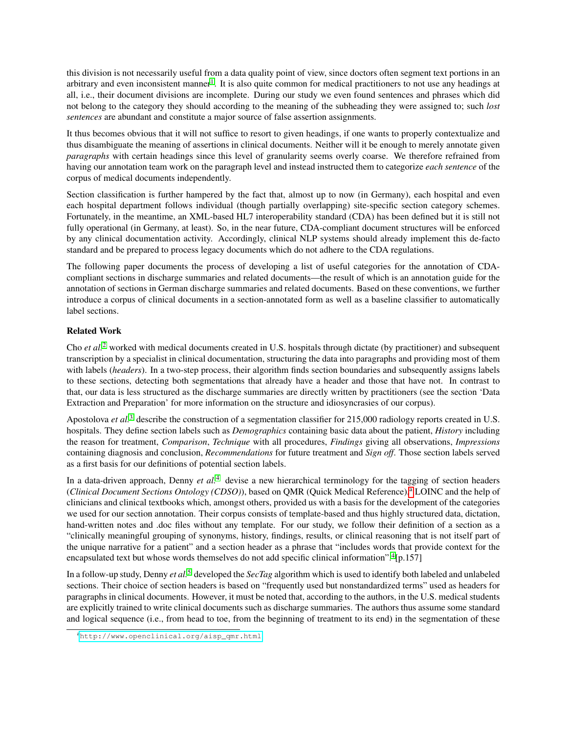this division is not necessarily useful from a data quality point of view, since doctors often segment text portions in an arbitrary and even inconsistent manner[1]. It is also quite common for medical practitioners to not use any headings at all, i.e., their document divisions are incomplete. During our study we even found sentences and phrases which did not belong to the category they should according to the meaning of the subheading they were assigned to; such *lost sentences* are abundant and constitute a major source of false assertion assignments.

It thus becomes obvious that it will not suffice to resort to given headings, if one wants to properly contextualize and thus disambiguate the meaning of assertions in clinical documents. Neither will it be enough to merely annotate given *paragraphs* with certain headings since this level of granularity seems overly coarse. We therefore refrained from having our annotation team work on the paragraph level and instead instructed them to categorize *each sentence* of the corpus of medical documents independently.

Section classification is further hampered by the fact that, almost up to now (in Germany), each hospital and even each hospital department follows individual (though partially overlapping) site-specific section category schemes. Fortunately, in the meantime, an XML-based HL7 interoperability standard (CDA) has been defined but it is still not fully operational (in Germany, at least). So, in the near future, CDA-compliant document structures will be enforced by any clinical documentation activity. Accordingly, clinical NLP systems should already implement this de-facto standard and be prepared to process legacy documents which do not adhere to the CDA regulations.

The following paper documents the process of developing a list of useful categories for the annotation of CDA-compliant sections in discharge summaries and related documents—the result of which is an annotation guide for the annotation of sections in German discharge summaries and related documents. Based on these conventions, we further introduce a corpus of clinical documents in a section-annotated form as well as a baseline classifier to automatically label sections.

## Related Work

Cho *et al.*[2] worked with medical documents created in U.S. hospitals through dictate (by practitioner) and subsequent transcription by a specialist in clinical documentation, structuring the data into paragraphs and providing most of them with labels (*headers*). In a two-step process, their algorithm finds section boundaries and subsequently assigns labels to these sections, detecting both segmentations that already have a header and those that have not. In contrast to that, our data is less structured as the discharge summaries are directly written by practitioners (see the section 'Data Extraction and Preparation' for more information on the structure and idiosyncrasies of our corpus).

Apostolova *et al.*[3] describe the construction of a segmentation classifier for 215,000 radiology reports created in U.S. hospitals. They define section labels such as *Demographics* containing basic data about the patient, *History* including the reason for treatment, *Comparison*, *Technique* with all procedures, *Findings* giving all observations, *Impressions* containing diagnosis and conclusion, *Recommendations* for future treatment and *Sign off*. Those section labels served as a first basis for our definitions of potential section labels.

In a data-driven approach, Denny *et al.*[4] devise a new hierarchical terminology for the tagging of section headers (*Clinical Document Sections Ontology (CDSO)*), based on QMR (Quick Medical Reference),[a] LOINC and the help of clinicians and clinical textbooks which, amongst others, provided us with a basis for the development of the categories we used for our section annotation. Their corpus consists of template-based and thus highly structured data, dictation, hand-written notes and .doc files without any template. For our study, we follow their definition of a section as a "clinically meaningful grouping of synonyms, history, findings, results, or clinical reasoning that is not itself part of the unique narrative for a patient" and a section header as a phrase that "includes words that provide context for the encapsulated text but whose words themselves do not add specific clinical information".[4][p.157]

In a follow-up study, Denny *et al.*[5] developed the *SecTag* algorithm which is used to identify both labeled and unlabeled sections. Their choice of section headers is based on "frequently used but nonstandardized terms" used as headers for paragraphs in clinical documents. However, it must be noted that, according to the authors, in the U.S. medical students are explicitly trained to write clinical documents such as discharge summaries. The authors thus assume some standard and logical sequence (i.e., from head to toe, from the beginning of treatment to its end) in the segmentation of these

[a] http://www.openclinical.org/aisp_qmr.html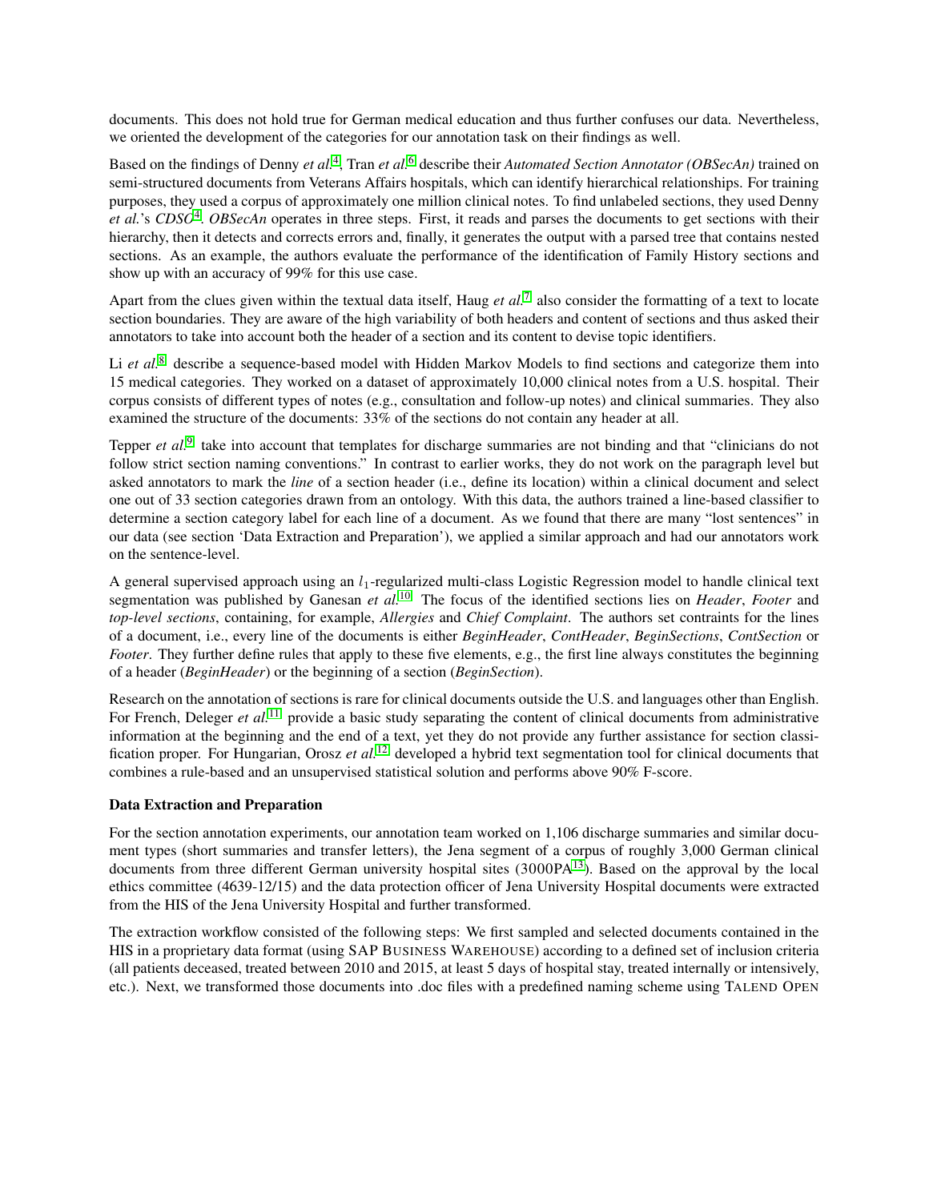documents. This does not hold true for German medical education and thus further confuses our data. Nevertheless, we oriented the development of the categories for our annotation task on their findings as well.

Based on the findings of Denny *et al.*[4], Tran *et al.*[6] describe their *Automated Section Annotator (OBSecAn)* trained on semi-structured documents from Veterans Affairs hospitals, which can identify hierarchical relationships. For training purposes, they used a corpus of approximately one million clinical notes. To find unlabeled sections, they used Denny *et al.*'s *CDSO*[4]. *OBSecAn* operates in three steps. First, it reads and parses the documents to get sections with their hierarchy, then it detects and corrects errors and, finally, it generates the output with a parsed tree that contains nested sections. As an example, the authors evaluate the performance of the identification of Family History sections and show up with an accuracy of 99% for this use case.

Apart from the clues given within the textual data itself, Haug *et al.*[7] also consider the formatting of a text to locate section boundaries. They are aware of the high variability of both headers and content of sections and thus asked their annotators to take into account both the header of a section and its content to devise topic identifiers.

Li *et al.*[8] describe a sequence-based model with Hidden Markov Models to find sections and categorize them into 15 medical categories. They worked on a dataset of approximately 10,000 clinical notes from a U.S. hospital. Their corpus consists of different types of notes (e.g., consultation and follow-up notes) and clinical summaries. They also examined the structure of the documents: 33% of the sections do not contain any header at all.

Tepper *et al.*[9] take into account that templates for discharge summaries are not binding and that "clinicians do not follow strict section naming conventions." In contrast to earlier works, they do not work on the paragraph level but asked annotators to mark the *line* of a section header (i.e., define its location) within a clinical document and select one out of 33 section categories drawn from an ontology. With this data, the authors trained a line-based classifier to determine a section category label for each line of a document. As we found that there are many "lost sentences" in our data (see section 'Data Extraction and Preparation'), we applied a similar approach and had our annotators work on the sentence-level.

A general supervised approach using an $l_1$-regularized multi-class Logistic Regression model to handle clinical text segmentation was published by Ganesan *et al.*[10] The focus of the identified sections lies on *Header*, *Footer* and *top-level sections*, containing, for example, *Allergies* and *Chief Complaint*. The authors set contraints for the lines of a document, i.e., every line of the documents is either *BeginHeader*, *ContHeader*, *BeginSections*, *ContSection* or *Footer*. They further define rules that apply to these five elements, e.g., the first line always constitutes the beginning of a header (*BeginHeader*) or the beginning of a section (*BeginSection*).

Research on the annotation of sections is rare for clinical documents outside the U.S. and languages other than English. For French, Deleger *et al.*[11] provide a basic study separating the content of clinical documents from administrative information at the beginning and the end of a text, yet they do not provide any further assistance for section classification proper. For Hungarian, Orosz *et al.*[12] developed a hybrid text segmentation tool for clinical documents that combines a rule-based and an unsupervised statistical solution and performs above 90% F-score.

## Data Extraction and Preparation

For the section annotation experiments, our annotation team worked on 1,106 discharge summaries and similar document types (short summaries and transfer letters), the Jena segment of a corpus of roughly 3,000 German clinical documents from three different German university hospital sites (3000PA[13]). Based on the approval by the local ethics committee (4639-12/15) and the data protection officer of Jena University Hospital documents were extracted from the HIS of the Jena University Hospital and further transformed.

The extraction workflow consisted of the following steps: We first sampled and selected documents contained in the HIS in a proprietary data format (using SAP BUSINESS WAREHOUSE) according to a defined set of inclusion criteria (all patients deceased, treated between 2010 and 2015, at least 5 days of hospital stay, treated internally or intensively, etc.). Next, we transformed those documents into .doc files with a predefined naming scheme using TALEND OPEN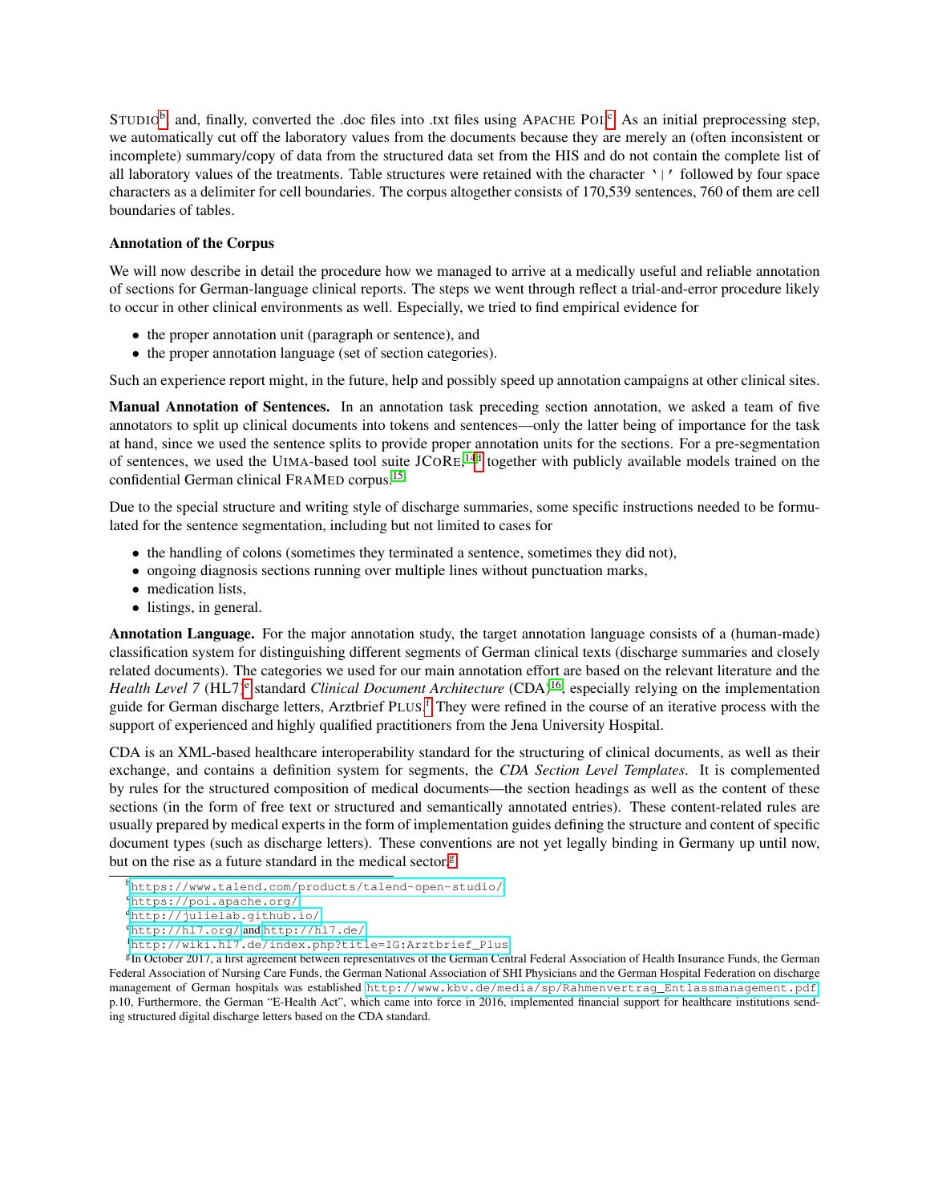STUDIO[b] and, finally, converted the .doc files into .txt files using APACHE POI.[c] As an initial preprocessing step, we automatically cut off the laboratory values from the documents because they are merely an (often inconsistent or incomplete) summary/copy of data from the structured data set from the HIS and do not contain the complete list of all laboratory values of the treatments. Table structures were retained with the character `|` followed by four space characters as a delimiter for cell boundaries. The corpus altogether consists of 170,539 sentences, 760 of them are cell boundaries of tables.

### Annotation of the Corpus

We will now describe in detail the procedure how we managed to arrive at a medically useful and reliable annotation of sections for German-language clinical reports. The steps we went through reflect a trial-and-error procedure likely to occur in other clinical environments as well. Especially, we tried to find empirical evidence for

- the proper annotation unit (paragraph or sentence), and
- the proper annotation language (set of section categories).

Such an experience report might, in the future, help and possibly speed up annotation campaigns at other clinical sites.

**Manual Annotation of Sentences.** In an annotation task preceding section annotation, we asked a team of five annotators to split up clinical documents into tokens and sentences—only the latter being of importance for the task at hand, since we used the sentence splits to provide proper annotation units for the sections. For a pre-segmentation of sentences, we used the UIMA-based tool suite JCORE,[14][d] together with publicly available models trained on the confidential German clinical FRAMED corpus.[15]

Due to the special structure and writing style of discharge summaries, some specific instructions needed to be formulated for the sentence segmentation, including but not limited to cases for

- the handling of colons (sometimes they terminated a sentence, sometimes they did not),
- ongoing diagnosis sections running over multiple lines without punctuation marks,
- medication lists,
- listings, in general.

**Annotation Language.** For the major annotation study, the target annotation language consists of a (human-made) classification system for distinguishing different segments of German clinical texts (discharge summaries and closely related documents). The categories we used for our main annotation effort are based on the relevant literature and the *Health Level 7* (HL7)[e] standard *Clinical Document Architecture* (CDA)[16], especially relying on the implementation guide for German discharge letters, Arztbrief PLUS.[f] They were refined in the course of an iterative process with the support of experienced and highly qualified practitioners from the Jena University Hospital.

CDA is an XML-based healthcare interoperability standard for the structuring of clinical documents, as well as their exchange, and contains a definition system for segments, the *CDA Section Level Templates*. It is complemented by rules for the structured composition of medical documents—the section headings as well as the content of these sections (in the form of free text or structured and semantically annotated entries). These content-related rules are usually prepared by medical experts in the form of implementation guides defining the structure and content of specific document types (such as discharge letters). These conventions are not yet legally binding in Germany up until now, but on the rise as a future standard in the medical sector.[g]

---

[b] https://www.talend.com/products/talend-open-studio/

[c] https://poi.apache.org/

[d] http://julielab.github.io/

[e] http://hl7.org/ and http://hl7.de/

[f] http://wiki.hl7.de/index.php?title=IG:Arztbrief_Plus

[g] In October 2017, a first agreement between representatives of the German Central Federal Association of Health Insurance Funds, the German Federal Association of Nursing Care Funds, the German National Association of SHI Physicians and the German Hospital Federation on discharge management of German hospitals was established http://www.kbv.de/media/sp/Rahmenvertrag_Entlassmanagement.pdf p.10, Furthermore, the German "E-Health Act", which came into force in 2016, implemented financial support for healthcare institutions sending structured digital discharge letters based on the CDA standard.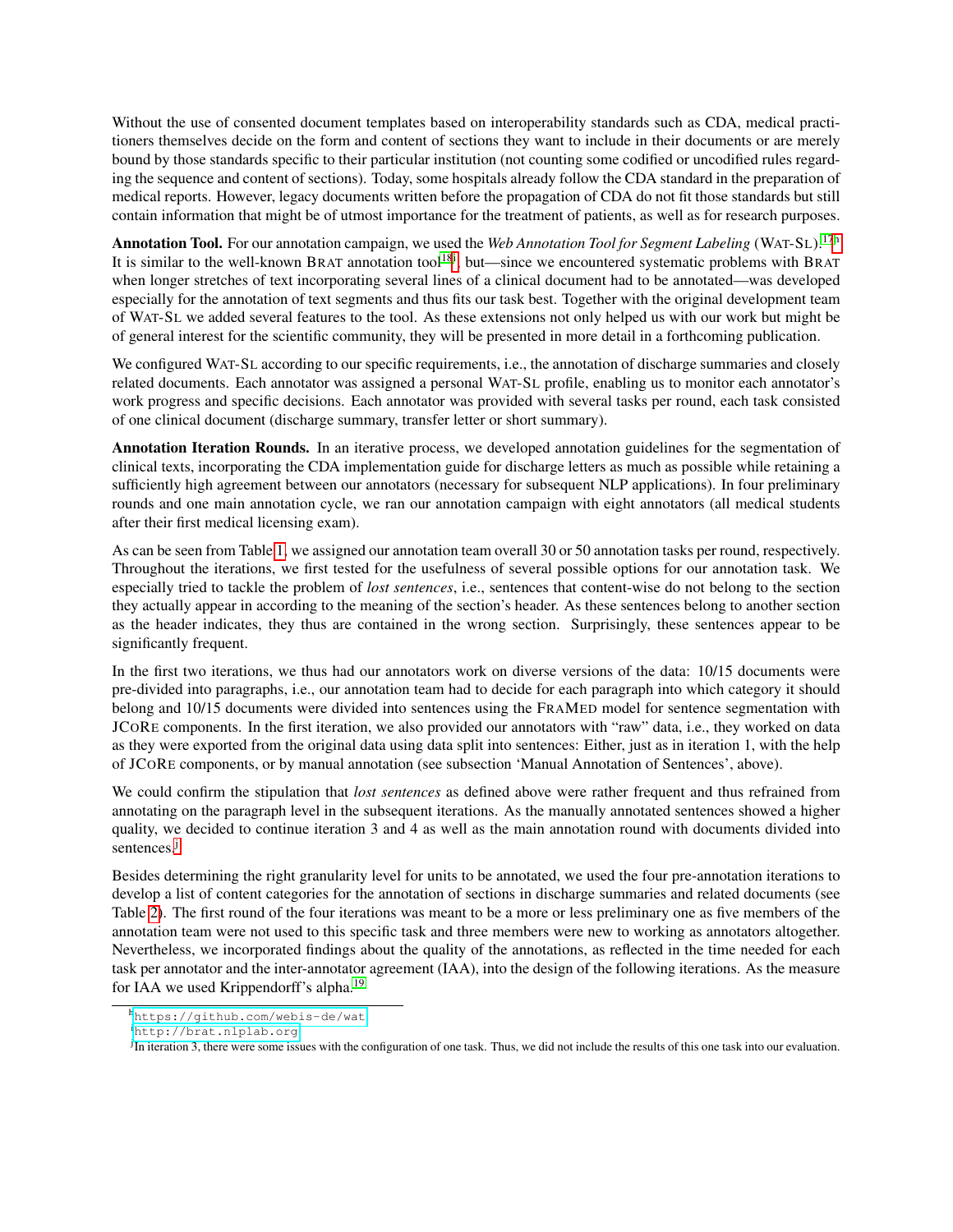Without the use of consented document templates based on interoperability standards such as CDA, medical practitioners themselves decide on the form and content of sections they want to include in their documents or are merely bound by those standards specific to their particular institution (not counting some codified or uncodified rules regarding the sequence and content of sections). Today, some hospitals already follow the CDA standard in the preparation of medical reports. However, legacy documents written before the propagation of CDA do not fit those standards but still contain information that might be of utmost importance for the treatment of patients, as well as for research purposes.

**Annotation Tool.** For our annotation campaign, we used the *Web Annotation Tool for Segment Labeling* (WAT-SL).[17,h] It is similar to the well-known BRAT annotation tool[18,i] but—since we encountered systematic problems with BRAT when longer stretches of text incorporating several lines of a clinical document had to be annotated—was developed especially for the annotation of text segments and thus fits our task best. Together with the original development team of WAT-SL we added several features to the tool. As these extensions not only helped us with our work but might be of general interest for the scientific community, they will be presented in more detail in a forthcoming publication.

We configured WAT-SL according to our specific requirements, i.e., the annotation of discharge summaries and closely related documents. Each annotator was assigned a personal WAT-SL profile, enabling us to monitor each annotator's work progress and specific decisions. Each annotator was provided with several tasks per round, each task consisted of one clinical document (discharge summary, transfer letter or short summary).

**Annotation Iteration Rounds.** In an iterative process, we developed annotation guidelines for the segmentation of clinical texts, incorporating the CDA implementation guide for discharge letters as much as possible while retaining a sufficiently high agreement between our annotators (necessary for subsequent NLP applications). In four preliminary rounds and one main annotation cycle, we ran our annotation campaign with eight annotators (all medical students after their first medical licensing exam).

As can be seen from Table 1, we assigned our annotation team overall 30 or 50 annotation tasks per round, respectively. Throughout the iterations, we first tested for the usefulness of several possible options for our annotation task. We especially tried to tackle the problem of *lost sentences*, i.e., sentences that content-wise do not belong to the section they actually appear in according to the meaning of the section's header. As these sentences belong to another section as the header indicates, they thus are contained in the wrong section. Surprisingly, these sentences appear to be significantly frequent.

In the first two iterations, we thus had our annotators work on diverse versions of the data: 10/15 documents were pre-divided into paragraphs, i.e., our annotation team had to decide for each paragraph into which category it should belong and 10/15 documents were divided into sentences using the FRAMED model for sentence segmentation with JCORE components. In the first iteration, we also provided our annotators with "raw" data, i.e., they worked on data as they were exported from the original data using data split into sentences: Either, just as in iteration 1, with the help of JCORE components, or by manual annotation (see subsection 'Manual Annotation of Sentences', above).

We could confirm the stipulation that *lost sentences* as defined above were rather frequent and thus refrained from annotating on the paragraph level in the subsequent iterations. As the manually annotated sentences showed a higher quality, we decided to continue iteration 3 and 4 as well as the main annotation round with documents divided into sentences.[j]

Besides determining the right granularity level for units to be annotated, we used the four pre-annotation iterations to develop a list of content categories for the annotation of sections in discharge summaries and related documents (see Table 2). The first round of the four iterations was meant to be a more or less preliminary one as five members of the annotation team were not used to this specific task and three members were new to working as annotators altogether. Nevertheless, we incorporated findings about the quality of the annotations, as reflected in the time needed for each task per annotator and the inter-annotator agreement (IAA), into the design of the following iterations. As the measure for IAA we used Krippendorff's alpha.[19]

---

[h] https://github.com/webis-de/wat

[i] http://brat.nlplab.org

[j] In iteration 3, there were some issues with the configuration of one task. Thus, we did not include the results of this one task into our evaluation.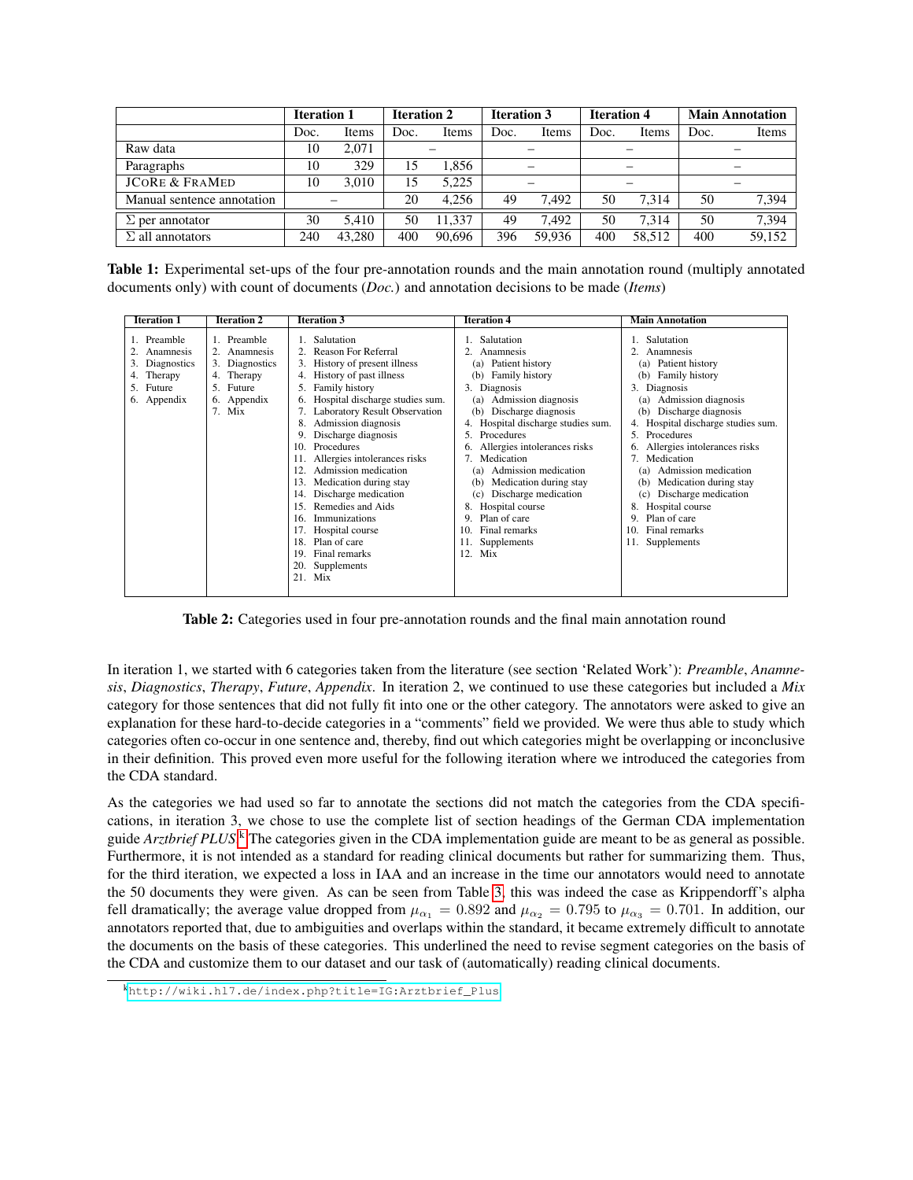| | Iteration 1 | | Iteration 2 | | Iteration 3 | | Iteration 4 | | Main Annotation | |
|---|---|---|---|---|---|---|---|---|---|---|
| | Doc. | Items | Doc. | Items | Doc. | Items | Doc. | Items | Doc. | Items |
| Raw data | 10 | 2,071 | – | | – | | – | | – | |
| Paragraphs | 10 | 329 | 15 | 1,856 | – | | – | | – | |
| JCoRe & FraMed | 10 | 3,010 | 15 | 5,225 | – | | – | | – | |
| Manual sentence annotation | – | | 20 | 4,256 | 49 | 7,492 | 50 | 7,314 | 50 | 7,394 |
| Σ per annotator | 30 | 5,410 | 50 | 11,337 | 49 | 7,492 | 50 | 7,314 | 50 | 7,394 |
| Σ all annotators | 240 | 43,280 | 400 | 90,696 | 396 | 59,936 | 400 | 58,512 | 400 | 59,152 |

**Table 1:** Experimental set-ups of the four pre-annotation rounds and the main annotation round (multiply annotated documents only) with count of documents (*Doc.*) and annotation decisions to be made (*Items*)

| Iteration 1 | Iteration 2 | Iteration 3 | Iteration 4 | Main Annotation |
|---|---|---|---|---|
| 1. Preamble | 1. Preamble | 1. Salutation | 1. Salutation | 1. Salutation |
| 2. Anamnesis | 2. Anamnesis | 2. Reason For Referral | 2. Anamnesis | 2. Anamnesis |
| 3. Diagnostics | 3. Diagnostics | 3. History of present illness | (a) Patient history | (a) Patient history |
| 4. Therapy | 4. Therapy | 4. History of past illness | (b) Family history | (b) Family history |
| 5. Future | 5. Future | 5. Family history | 3. Diagnosis | 3. Diagnosis |
| 6. Appendix | 6. Appendix | 6. Hospital discharge studies sum. | (a) Admission diagnosis | (a) Admission diagnosis |
| | 7. Mix | 7. Laboratory Result Observation | (b) Discharge diagnosis | (b) Discharge diagnosis |
| | | 8. Admission diagnosis | 4. Hospital discharge studies sum. | 4. Hospital discharge studies sum. |
| | | 9. Discharge diagnosis | 5. Procedures | 5. Procedures |
| | | 10. Procedures | 6. Allergies intolerances risks | 6. Allergies intolerances risks |
| | | 11. Allergies intolerances risks | 7. Medication | 7. Medication |
| | | 12. Admission medication | (a) Admission medication | (a) Admission medication |
| | | 13. Medication during stay | (b) Medication during stay | (b) Medication during stay |
| | | 14. Discharge medication | (c) Discharge medication | (c) Discharge medication |
| | | 15. Remedies and Aids | 8. Hospital course | 8. Hospital course |
| | | 16. Immunizations | 9. Plan of care | 9. Plan of care |
| | | 17. Hospital course | 10. Final remarks | 10. Final remarks |
| | | 18. Plan of care | 11. Supplements | 11. Supplements |
| | | 19. Final remarks | 12. Mix | |
| | | 20. Supplements | | |
| | | 21. Mix | | |

**Table 2:** Categories used in four pre-annotation rounds and the final main annotation round

In iteration 1, we started with 6 categories taken from the literature (see section 'Related Work'): *Preamble*, *Anamnesis*, *Diagnostics*, *Therapy*, *Future*, *Appendix*. In iteration 2, we continued to use these categories but included a *Mix* category for those sentences that did not fully fit into one or the other category. The annotators were asked to give an explanation for these hard-to-decide categories in a "comments" field we provided. We were thus able to study which categories often co-occur in one sentence and, thereby, find out which categories might be overlapping or inconclusive in their definition. This proved even more useful for the following iteration where we introduced the categories from the CDA standard.

As the categories we had used so far to annotate the sections did not match the categories from the CDA specifications, in iteration 3, we chose to use the complete list of section headings of the German CDA implementation guide *Arztbrief PLUS*.[k] The categories given in the CDA implementation guide are meant to be as general as possible. Furthermore, it is not intended as a standard for reading clinical documents but rather for summarizing them. Thus, for the third iteration, we expected a loss in IAA and an increase in the time our annotators would need to annotate the 50 documents they were given. As can be seen from Table 3, this was indeed the case as Krippendorff's alpha fell dramatically; the average value dropped from $\mu_{\alpha_1} = 0.892$ and $\mu_{\alpha_2} = 0.795$ to $\mu_{\alpha_3} = 0.701$. In addition, our annotators reported that, due to ambiguities and overlaps within the standard, it became extremely difficult to annotate the documents on the basis of these categories. This underlined the need to revise segment categories on the basis of the CDA and customize them to our dataset and our task of (automatically) reading clinical documents.

[k] http://wiki.hl7.de/index.php?title=IG:Arztbrief_Plus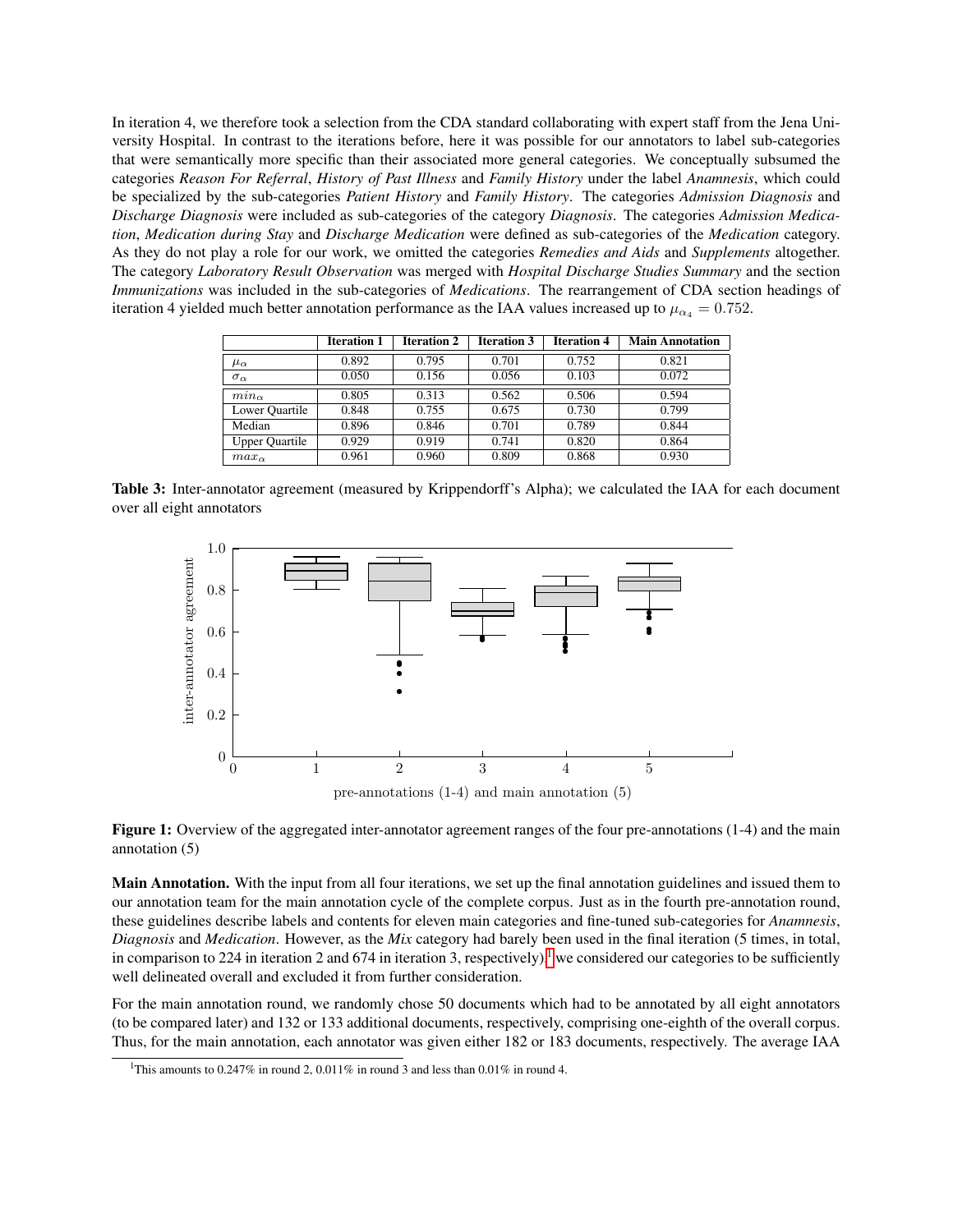In iteration 4, we therefore took a selection from the CDA standard collaborating with expert staff from the Jena University Hospital. In contrast to the iterations before, here it was possible for our annotators to label sub-categories that were semantically more specific than their associated more general categories. We conceptually subsumed the categories *Reason For Referral*, *History of Past Illness* and *Family History* under the label *Anamnesis*, which could be specialized by the sub-categories *Patient History* and *Family History*. The categories *Admission Diagnosis* and *Discharge Diagnosis* were included as sub-categories of the category *Diagnosis*. The categories *Admission Medication*, *Medication during Stay* and *Discharge Medication* were defined as sub-categories of the *Medication* category. As they do not play a role for our work, we omitted the categories *Remedies and Aids* and *Supplements* altogether. The category *Laboratory Result Observation* was merged with *Hospital Discharge Studies Summary* and the section *Immunizations* was included in the sub-categories of *Medications*. The rearrangement of CDA section headings of iteration 4 yielded much better annotation performance as the IAA values increased up to $\mu_{\alpha_4} = 0.752$.

| | Iteration 1 | Iteration 2 | Iteration 3 | Iteration 4 | Main Annotation |
|---|---|---|---|---|---|
| $\mu_\alpha$ | 0.892 | 0.795 | 0.701 | 0.752 | 0.821 |
| $\sigma_\alpha$ | 0.050 | 0.156 | 0.056 | 0.103 | 0.072 |
| $min_\alpha$ | 0.805 | 0.313 | 0.562 | 0.506 | 0.594 |
| Lower Quartile | 0.848 | 0.755 | 0.675 | 0.730 | 0.799 |
| Median | 0.896 | 0.846 | 0.701 | 0.789 | 0.844 |
| Upper Quartile | 0.929 | 0.919 | 0.741 | 0.820 | 0.864 |
| $max_\alpha$ | 0.961 | 0.960 | 0.809 | 0.868 | 0.930 |

**Table 3:** Inter-annotator agreement (measured by Krippendorff's Alpha); we calculated the IAA for each document over all eight annotators

**Figure 1:** Overview of the aggregated inter-annotator agreement ranges of the four pre-annotations (1-4) and the main annotation (5)

**Main Annotation.** With the input from all four iterations, we set up the final annotation guidelines and issued them to our annotation team for the main annotation cycle of the complete corpus. Just as in the fourth pre-annotation round, these guidelines describe labels and contents for eleven main categories and fine-tuned sub-categories for *Anamnesis*, *Diagnosis* and *Medication*. However, as the *Mix* category had barely been used in the final iteration (5 times, in total, in comparison to 224 in iteration 2 and 674 in iteration 3, respectively),[1] we considered our categories to be sufficiently well delineated overall and excluded it from further consideration.

For the main annotation round, we randomly chose 50 documents which had to be annotated by all eight annotators (to be compared later) and 132 or 133 additional documents, respectively, comprising one-eighth of the overall corpus. Thus, for the main annotation, each annotator was given either 182 or 183 documents, respectively. The average IAA

[1] This amounts to 0.247% in round 2, 0.011% in round 3 and less than 0.01% in round 4.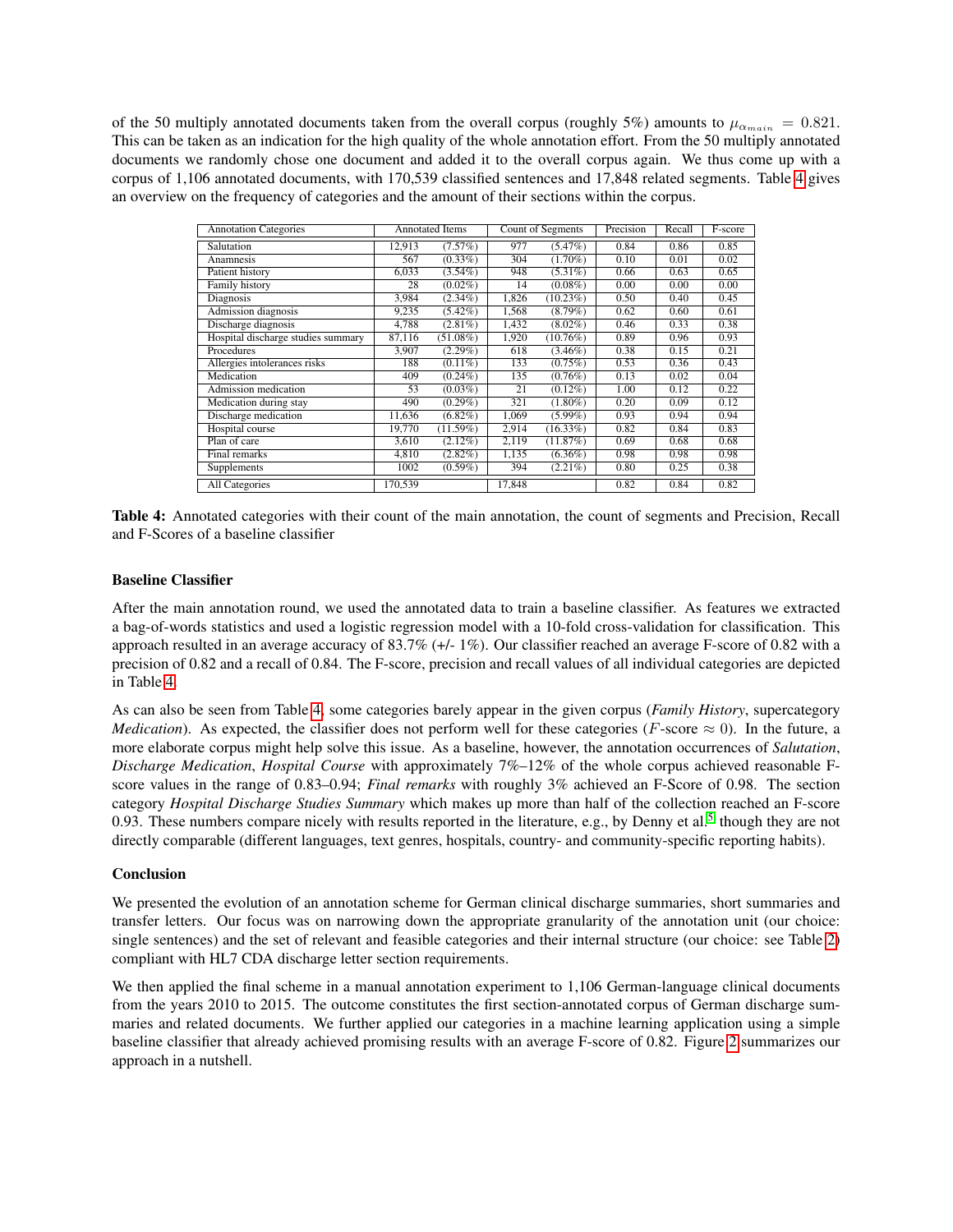of the 50 multiply annotated documents taken from the overall corpus (roughly 5%) amounts to $\mu_{\alpha_{main}} = 0.821$. This can be taken as an indication for the high quality of the whole annotation effort. From the 50 multiply annotated documents we randomly chose one document and added it to the overall corpus again. We thus come up with a corpus of 1,106 annotated documents, with 170,539 classified sentences and 17,848 related segments. Table 4 gives an overview on the frequency of categories and the amount of their sections within the corpus.

| Annotation Categories | Annotated Items | | Count of Segments | | Precision | Recall | F-score |
|---|---|---|---|---|---|---|---|
| Salutation | 12,913 | (7.57%) | 977 | (5.47%) | 0.84 | 0.86 | 0.85 |
| Anamnesis | 567 | (0.33%) | 304 | (1.70%) | 0.10 | 0.01 | 0.02 |
| Patient history | 6,033 | (3.54%) | 948 | (5.31%) | 0.66 | 0.63 | 0.65 |
| Family history | 28 | (0.02%) | 14 | (0.08%) | 0.00 | 0.00 | 0.00 |
| Diagnosis | 3,984 | (2.34%) | 1,826 | (10.23%) | 0.50 | 0.40 | 0.45 |
| Admission diagnosis | 9,235 | (5.42%) | 1,568 | (8.79%) | 0.62 | 0.60 | 0.61 |
| Discharge diagnosis | 4,788 | (2.81%) | 1,432 | (8.02%) | 0.46 | 0.33 | 0.38 |
| Hospital discharge studies summary | 87,116 | (51.08%) | 1,920 | (10.76%) | 0.89 | 0.96 | 0.93 |
| Procedures | 3,907 | (2.29%) | 618 | (3.46%) | 0.38 | 0.15 | 0.21 |
| Allergies intolerances risks | 188 | (0.11%) | 133 | (0.75%) | 0.53 | 0.36 | 0.43 |
| Medication | 409 | (0.24%) | 135 | (0.76%) | 0.13 | 0.02 | 0.04 |
| Admission medication | 53 | (0.03%) | 21 | (0.12%) | 1.00 | 0.12 | 0.22 |
| Medication during stay | 490 | (0.29%) | 321 | (1.80%) | 0.20 | 0.09 | 0.12 |
| Discharge medication | 11,636 | (6.82%) | 1,069 | (5.99%) | 0.93 | 0.94 | 0.94 |
| Hospital course | 19,770 | (11.59%) | 2,914 | (16.33%) | 0.82 | 0.84 | 0.83 |
| Plan of care | 3,610 | (2.12%) | 2,119 | (11.87%) | 0.69 | 0.68 | 0.68 |
| Final remarks | 4,810 | (2.82%) | 1,135 | (6.36%) | 0.98 | 0.98 | 0.98 |
| Supplements | 1002 | (0.59%) | 394 | (2.21%) | 0.80 | 0.25 | 0.38 |
| All Categories | 170,539 | | 17,848 | | 0.82 | 0.84 | 0.82 |

**Table 4:** Annotated categories with their count of the main annotation, the count of segments and Precision, Recall and F-Scores of a baseline classifier

### Baseline Classifier

After the main annotation round, we used the annotated data to train a baseline classifier. As features we extracted a bag-of-words statistics and used a logistic regression model with a 10-fold cross-validation for classification. This approach resulted in an average accuracy of 83.7% (+/- 1%). Our classifier reached an average F-score of 0.82 with a precision of 0.82 and a recall of 0.84. The F-score, precision and recall values of all individual categories are depicted in Table 4.

As can also be seen from Table 4, some categories barely appear in the given corpus (*Family History*, supercategory *Medication*). As expected, the classifier does not perform well for these categories ($F$-score $\approx 0$). In the future, a more elaborate corpus might help solve this issue. As a baseline, however, the annotation occurrences of *Salutation*, *Discharge Medication*, *Hospital Course* with approximately 7%–12% of the whole corpus achieved reasonable F-score values in the range of 0.83–0.94; *Final remarks* with roughly 3% achieved an F-Score of 0.98. The section category *Hospital Discharge Studies Summary* which makes up more than half of the collection reached an F-score 0.93. These numbers compare nicely with results reported in the literature, e.g., by Denny et al.[5] though they are not directly comparable (different languages, text genres, hospitals, country- and community-specific reporting habits).

### Conclusion

We presented the evolution of an annotation scheme for German clinical discharge summaries, short summaries and transfer letters. Our focus was on narrowing down the appropriate granularity of the annotation unit (our choice: single sentences) and the set of relevant and feasible categories and their internal structure (our choice: see Table 2) compliant with HL7 CDA discharge letter section requirements.

We then applied the final scheme in a manual annotation experiment to 1,106 German-language clinical documents from the years 2010 to 2015. The outcome constitutes the first section-annotated corpus of German discharge summaries and related documents. We further applied our categories in a machine learning application using a simple baseline classifier that already achieved promising results with an average F-score of 0.82. Figure 2 summarizes our approach in a nutshell.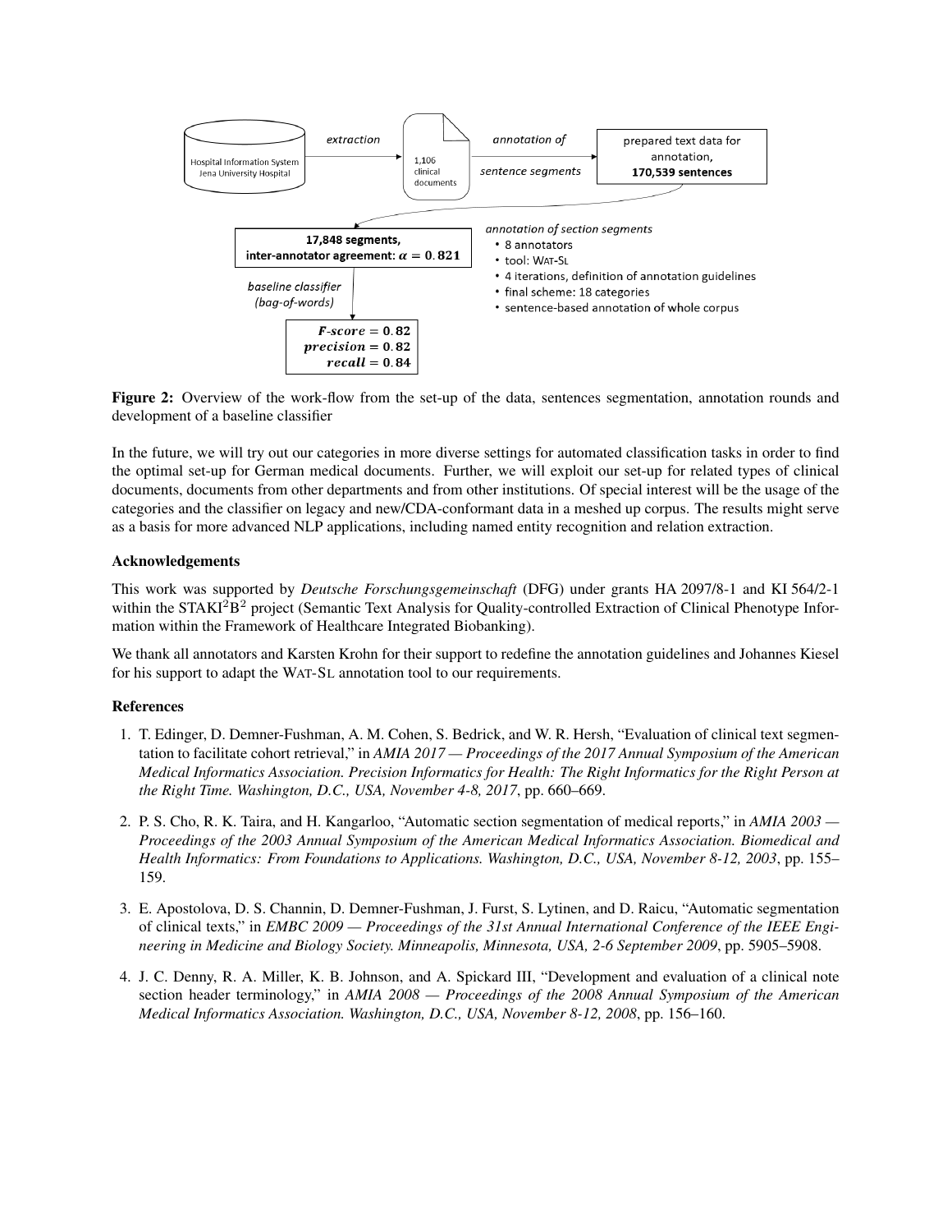Figure 2: Overview of the work-flow from the set-up of the data, sentences segmentation, annotation rounds and development of a baseline classifier

In the future, we will try out our categories in more diverse settings for automated classification tasks in order to find the optimal set-up for German medical documents. Further, we will exploit our set-up for related types of clinical documents, documents from other departments and from other institutions. Of special interest will be the usage of the categories and the classifier on legacy and new/CDA-conformant data in a meshed up corpus. The results might serve as a basis for more advanced NLP applications, including named entity recognition and relation extraction.

### Acknowledgements

This work was supported by *Deutsche Forschungsgemeinschaft* (DFG) under grants HA 2097/8-1 and KI 564/2-1 within the STAKI$^2$B$^2$ project (Semantic Text Analysis for Quality-controlled Extraction of Clinical Phenotype Information within the Framework of Healthcare Integrated Biobanking).

We thank all annotators and Karsten Krohn for their support to redefine the annotation guidelines and Johannes Kiesel for his support to adapt the WAT-SL annotation tool to our requirements.

### References

1. T. Edinger, D. Demner-Fushman, A. M. Cohen, S. Bedrick, and W. R. Hersh, "Evaluation of clinical text segmentation to facilitate cohort retrieval," in *AMIA 2017 — Proceedings of the 2017 Annual Symposium of the American Medical Informatics Association. Precision Informatics for Health: The Right Informatics for the Right Person at the Right Time. Washington, D.C., USA, November 4-8, 2017*, pp. 660–669.

2. P. S. Cho, R. K. Taira, and H. Kangarloo, "Automatic section segmentation of medical reports," in *AMIA 2003 — Proceedings of the 2003 Annual Symposium of the American Medical Informatics Association. Biomedical and Health Informatics: From Foundations to Applications. Washington, D.C., USA, November 8-12, 2003*, pp. 155–159.

3. E. Apostolova, D. S. Channin, D. Demner-Fushman, J. Furst, S. Lytinen, and D. Raicu, "Automatic segmentation of clinical texts," in *EMBC 2009 — Proceedings of the 31st Annual International Conference of the IEEE Engineering in Medicine and Biology Society. Minneapolis, Minnesota, USA, 2-6 September 2009*, pp. 5905–5908.

4. J. C. Denny, R. A. Miller, K. B. Johnson, and A. Spickard III, "Development and evaluation of a clinical note section header terminology," in *AMIA 2008 — Proceedings of the 2008 Annual Symposium of the American Medical Informatics Association. Washington, D.C., USA, November 8-12, 2008*, pp. 156–160.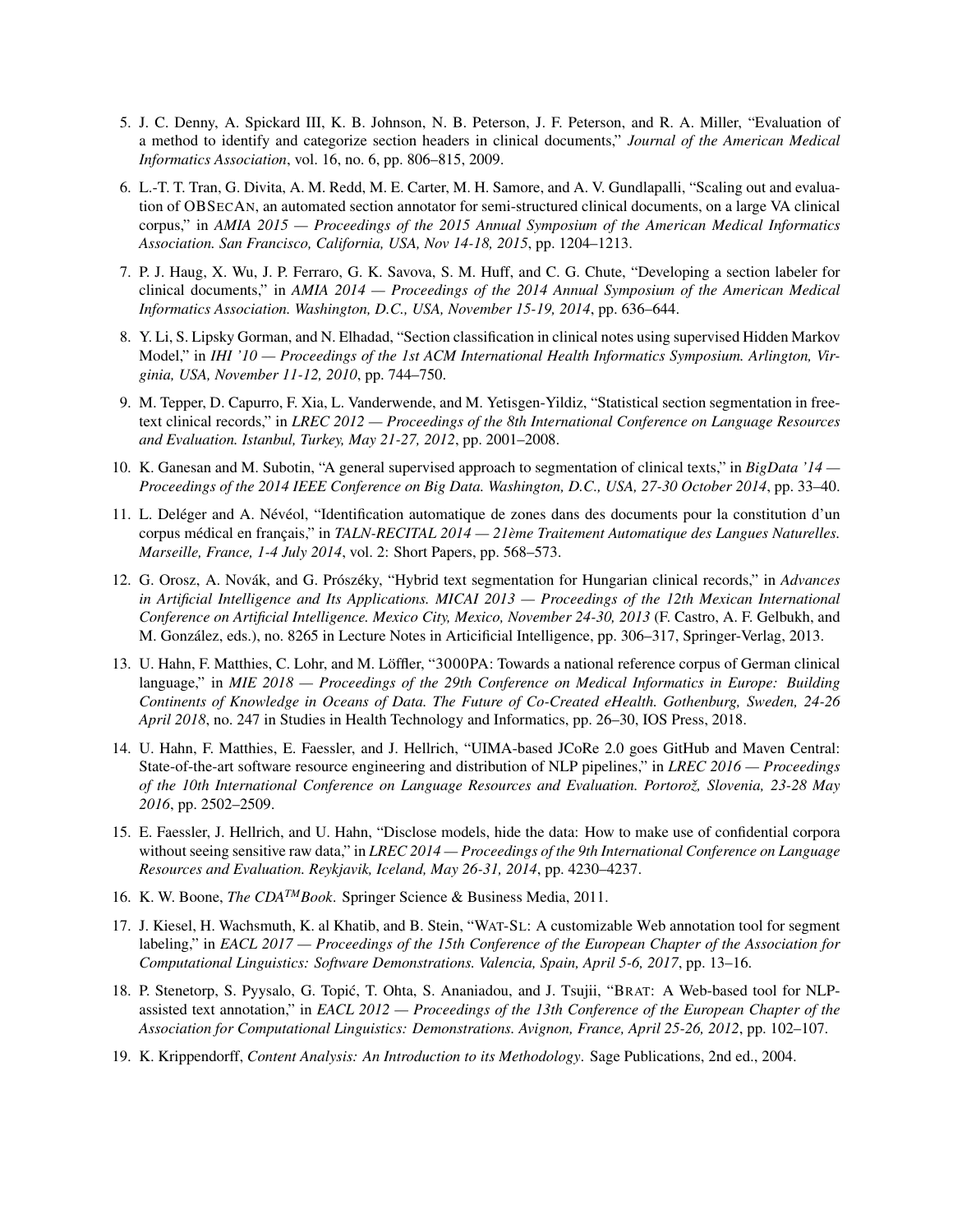5. J. C. Denny, A. Spickard III, K. B. Johnson, N. B. Peterson, J. F. Peterson, and R. A. Miller, "Evaluation of a method to identify and categorize section headers in clinical documents," *Journal of the American Medical Informatics Association*, vol. 16, no. 6, pp. 806–815, 2009.

6. L.-T. T. Tran, G. Divita, A. M. Redd, M. E. Carter, M. H. Samore, and A. V. Gundlapalli, "Scaling out and evaluation of OBSECAN, an automated section annotator for semi-structured clinical documents, on a large VA clinical corpus," in *AMIA 2015 — Proceedings of the 2015 Annual Symposium of the American Medical Informatics Association. San Francisco, California, USA, Nov 14-18, 2015*, pp. 1204–1213.

7. P. J. Haug, X. Wu, J. P. Ferraro, G. K. Savova, S. M. Huff, and C. G. Chute, "Developing a section labeler for clinical documents," in *AMIA 2014 — Proceedings of the 2014 Annual Symposium of the American Medical Informatics Association. Washington, D.C., USA, November 15-19, 2014*, pp. 636–644.

8. Y. Li, S. Lipsky Gorman, and N. Elhadad, "Section classification in clinical notes using supervised Hidden Markov Model," in *IHI '10 — Proceedings of the 1st ACM International Health Informatics Symposium. Arlington, Virginia, USA, November 11-12, 2010*, pp. 744–750.

9. M. Tepper, D. Capurro, F. Xia, L. Vanderwende, and M. Yetisgen-Yildiz, "Statistical section segmentation in free-text clinical records," in *LREC 2012 — Proceedings of the 8th International Conference on Language Resources and Evaluation. Istanbul, Turkey, May 21-27, 2012*, pp. 2001–2008.

10. K. Ganesan and M. Subotin, "A general supervised approach to segmentation of clinical texts," in *BigData '14 — Proceedings of the 2014 IEEE Conference on Big Data. Washington, D.C., USA, 27-30 October 2014*, pp. 33–40.

11. L. Deléger and A. Névéol, "Identification automatique de zones dans des documents pour la constitution d'un corpus médical en français," in *TALN-RECITAL 2014 — 21ème Traitement Automatique des Langues Naturelles. Marseille, France, 1-4 July 2014*, vol. 2: Short Papers, pp. 568–573.

12. G. Orosz, A. Novák, and G. Prószéky, "Hybrid text segmentation for Hungarian clinical records," in *Advances in Artificial Intelligence and Its Applications. MICAI 2013 — Proceedings of the 12th Mexican International Conference on Artificial Intelligence. Mexico City, Mexico, November 24-30, 2013* (F. Castro, A. F. Gelbukh, and M. González, eds.), no. 8265 in Lecture Notes in Articificial Intelligence, pp. 306–317, Springer-Verlag, 2013.

13. U. Hahn, F. Matthies, C. Lohr, and M. Löffler, "3000PA: Towards a national reference corpus of German clinical language," in *MIE 2018 — Proceedings of the 29th Conference on Medical Informatics in Europe: Building Continents of Knowledge in Oceans of Data. The Future of Co-Created eHealth. Gothenburg, Sweden, 24-26 April 2018*, no. 247 in Studies in Health Technology and Informatics, pp. 26–30, IOS Press, 2018.

14. U. Hahn, F. Matthies, E. Faessler, and J. Hellrich, "UIMA-based JCoRe 2.0 goes GitHub and Maven Central: State-of-the-art software resource engineering and distribution of NLP pipelines," in *LREC 2016 — Proceedings of the 10th International Conference on Language Resources and Evaluation. Portorož, Slovenia, 23-28 May 2016*, pp. 2502–2509.

15. E. Faessler, J. Hellrich, and U. Hahn, "Disclose models, hide the data: How to make use of confidential corpora without seeing sensitive raw data," in *LREC 2014 — Proceedings of the 9th International Conference on Language Resources and Evaluation. Reykjavik, Iceland, May 26-31, 2014*, pp. 4230–4237.

16. K. W. Boone, *The CDA™ Book*. Springer Science & Business Media, 2011.

17. J. Kiesel, H. Wachsmuth, K. al Khatib, and B. Stein, "WAT-SL: A customizable Web annotation tool for segment labeling," in *EACL 2017 — Proceedings of the 15th Conference of the European Chapter of the Association for Computational Linguistics: Software Demonstrations. Valencia, Spain, April 5-6, 2017*, pp. 13–16.

18. P. Stenetorp, S. Pyysalo, G. Topić, T. Ohta, S. Ananiadou, and J. Tsujii, "BRAT: A Web-based tool for NLP-assisted text annotation," in *EACL 2012 — Proceedings of the 13th Conference of the European Chapter of the Association for Computational Linguistics: Demonstrations. Avignon, France, April 25-26, 2012*, pp. 102–107.

19. K. Krippendorff, *Content Analysis: An Introduction to its Methodology*. Sage Publications, 2nd ed., 2004.